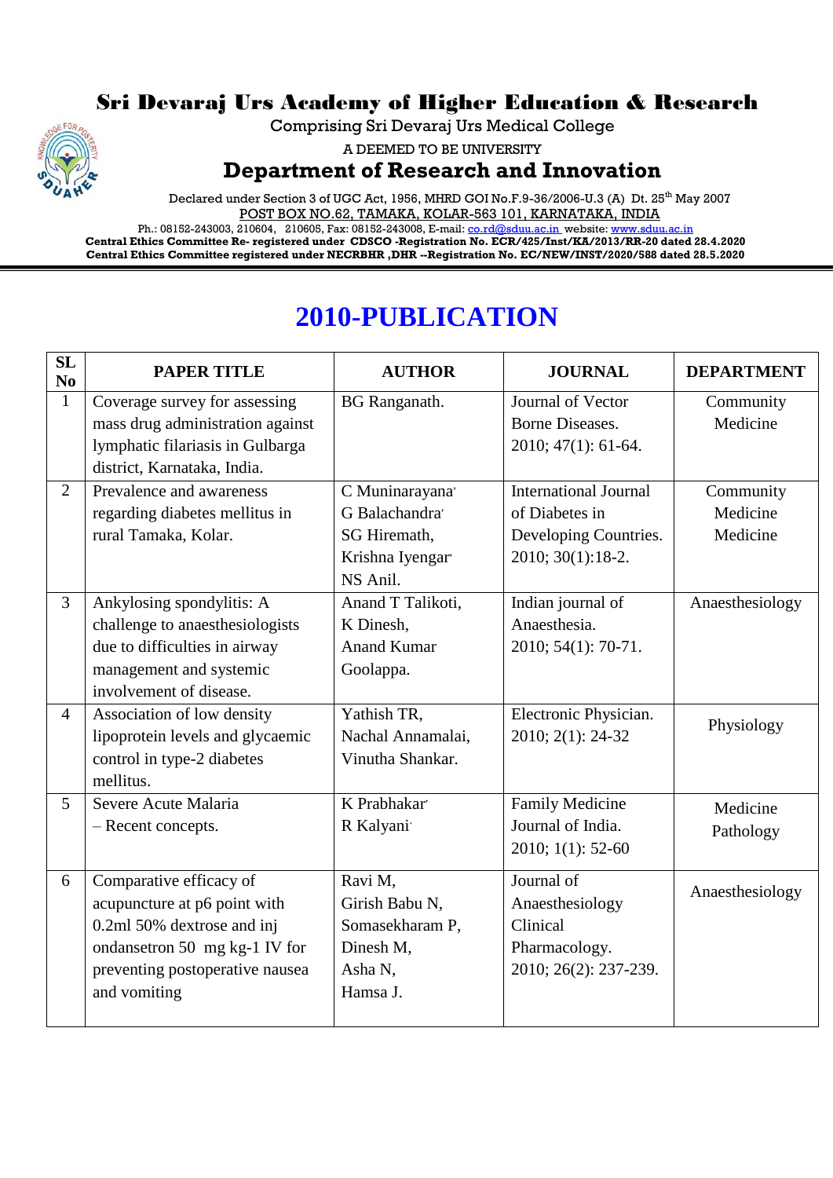# Sri Devaraj Urs Academy of Higher Education & Research

Comprising Sri Devaraj Urs Medical College

A DEEMED TO BE UNIVERSITY

## Department of Research and Innovation

Declared under Section 3 of UGC Act, 1956, MHRD GOI No.F.9-36/2006-U.3 (A) Dt. 25th May 2007

POST BOX NO.62, TAMAKA, KOLAR-563 101, KARNATAKA, INDIA

Ph.: 08152-243003, 210604, 210605, Fax: 08152-243008, E-mail: co.rd@sduu.ac.in website: www.sduu.ac.in

**Central Ethics Committee Re- registered under CDSCO -Registration No. ECR/425/Inst/KA/2013/RR-20 dated 28.4.2020**

**Central Ethics Committee registered under NECRBHR ,DHR --Registration No. EC/NEW/INST/2020/588 dated 28.5.2020**

# 2010-PUBLICATION

| SL No | PAPER TITLE | AUTHOR | JOURNAL | DEPARTMENT |
|---|---|---|---|---|
| 1 | Coverage survey for assessing mass drug administration against lymphatic filariasis in Gulbarga district, Karnataka, India. | BG Ranganath. | Journal of Vector Borne Diseases. 2010; 47(1): 61-64. | Community Medicine |
| 2 | Prevalence and awareness regarding diabetes mellitus in rural Tamaka, Kolar. | C Muninarayana, G Balachandra, SG Hiremath, Krishna Iyengar, NS Anil. | International Journal of Diabetes in Developing Countries. 2010; 30(1):18-2. | Community Medicine Medicine |
| 3 | Ankylosing spondylitis: A challenge to anaesthesiologists due to difficulties in airway management and systemic involvement of disease. | Anand T Talikoti, K Dinesh, Anand Kumar Goolappa. | Indian journal of Anaesthesia. 2010; 54(1): 70-71. | Anaesthesiology |
| 4 | Association of low density lipoprotein levels and glycaemic control in type-2 diabetes mellitus. | Yathish TR, Nachal Annamalai, Vinutha Shankar. | Electronic Physician. 2010; 2(1): 24-32 | Physiology |
| 5 | Severe Acute Malaria – Recent concepts. | K Prabhakar, R Kalyani | Family Medicine Journal of India. 2010; 1(1): 52-60 | Medicine Pathology |
| 6 | Comparative efficacy of acupuncture at p6 point with 0.2ml 50% dextrose and inj ondansetron 50 mg kg-1 IV for preventing postoperative nausea and vomiting | Ravi M, Girish Babu N, Somasekharam P, Dinesh M, Asha N, Hamsa J. | Journal of Anaesthesiology Clinical Pharmacology. 2010; 26(2): 237-239. | Anaesthesiology |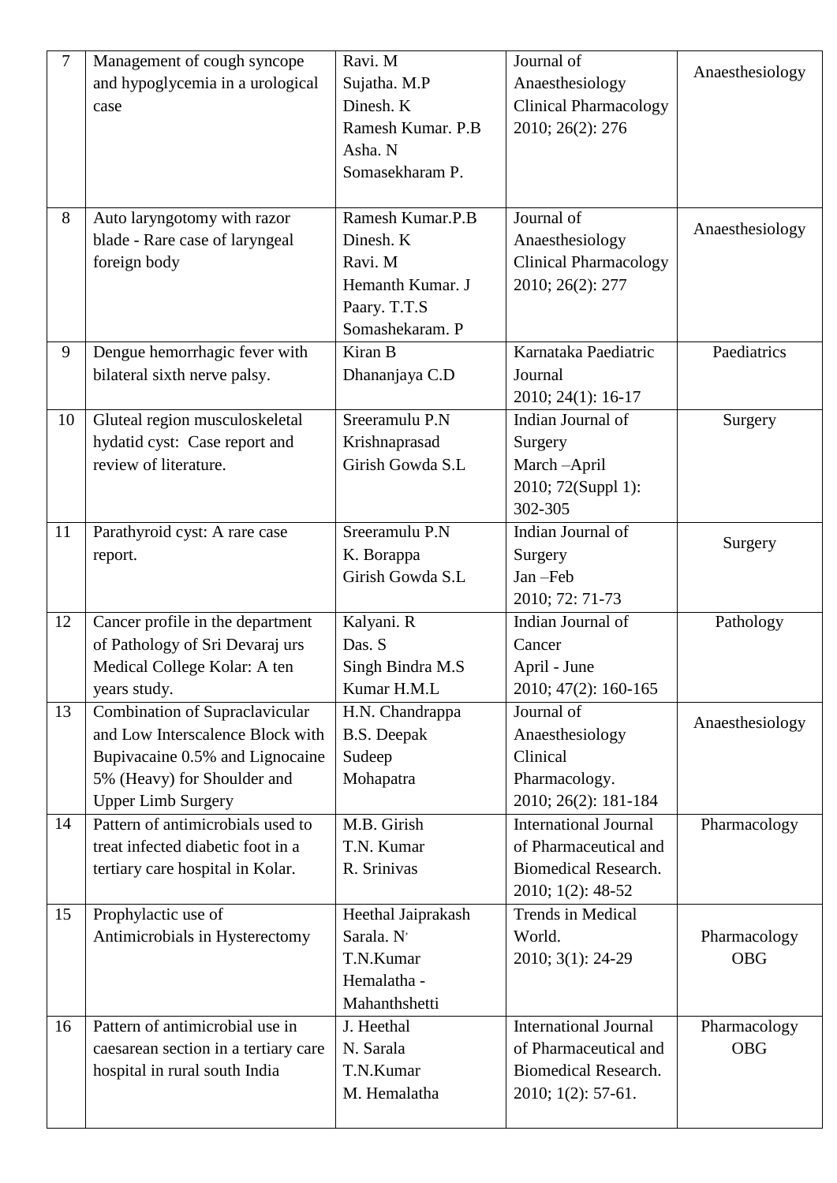| 7 | Management of cough syncope and hypoglycemia in a urological case | Ravi. M<br>Sujatha. M.P<br>Dinesh. K<br>Ramesh Kumar. P.B<br>Asha. N<br>Somasekharam P. | Journal of Anaesthesiology Clinical Pharmacology 2010; 26(2): 276 | Anaesthesiology |
|---|---|---|---|---|
| 8 | Auto laryngotomy with razor blade - Rare case of laryngeal foreign body | Ramesh Kumar.P.B<br>Dinesh. K<br>Ravi. M<br>Hemanth Kumar. J<br>Paary. T.T.S<br>Somashekaram. P | Journal of Anaesthesiology Clinical Pharmacology 2010; 26(2): 277 | Anaesthesiology |
| 9 | Dengue hemorrhagic fever with bilateral sixth nerve palsy. | Kiran B<br>Dhananjaya C.D | Karnataka Paediatric Journal 2010; 24(1): 16-17 | Paediatrics |
| 10 | Gluteal region musculoskeletal hydatid cyst: Case report and review of literature. | Sreeramulu P.N<br>Krishnaprasad<br>Girish Gowda S.L | Indian Journal of Surgery March –April 2010; 72(Suppl 1): 302-305 | Surgery |
| 11 | Parathyroid cyst: A rare case report. | Sreeramulu P.N<br>K. Borappa<br>Girish Gowda S.L | Indian Journal of Surgery Jan –Feb 2010; 72: 71-73 | Surgery |
| 12 | Cancer profile in the department of Pathology of Sri Devaraj urs Medical College Kolar: A ten years study. | Kalyani. R<br>Das. S<br>Singh Bindra M.S<br>Kumar H.M.L | Indian Journal of Cancer April - June 2010; 47(2): 160-165 | Pathology |
| 13 | Combination of Supraclavicular and Low Interscalence Block with Bupivacaine 0.5% and Lignocaine 5% (Heavy) for Shoulder and Upper Limb Surgery | H.N. Chandrappa<br>B.S. Deepak<br>Sudeep<br>Mohapatra | Journal of Anaesthesiology Clinical Pharmacology. 2010; 26(2): 181-184 | Anaesthesiology |
| 14 | Pattern of antimicrobials used to treat infected diabetic foot in a tertiary care hospital in Kolar. | M.B. Girish<br>T.N. Kumar<br>R. Srinivas | International Journal of Pharmaceutical and Biomedical Research. 2010; 1(2): 48-52 | Pharmacology |
| 15 | Prophylactic use of Antimicrobials in Hysterectomy | Heethal Jaiprakash<br>Sarala. N<br>T.N.Kumar<br>Hemalatha - Mahanthshetti | Trends in Medical World. 2010; 3(1): 24-29 | Pharmacology<br>OBG |
| 16 | Pattern of antimicrobial use in caesarean section in a tertiary care hospital in rural south India | J. Heethal<br>N. Sarala<br>T.N.Kumar<br>M. Hemalatha | International Journal of Pharmaceutical and Biomedical Research. 2010; 1(2): 57-61. | Pharmacology<br>OBG |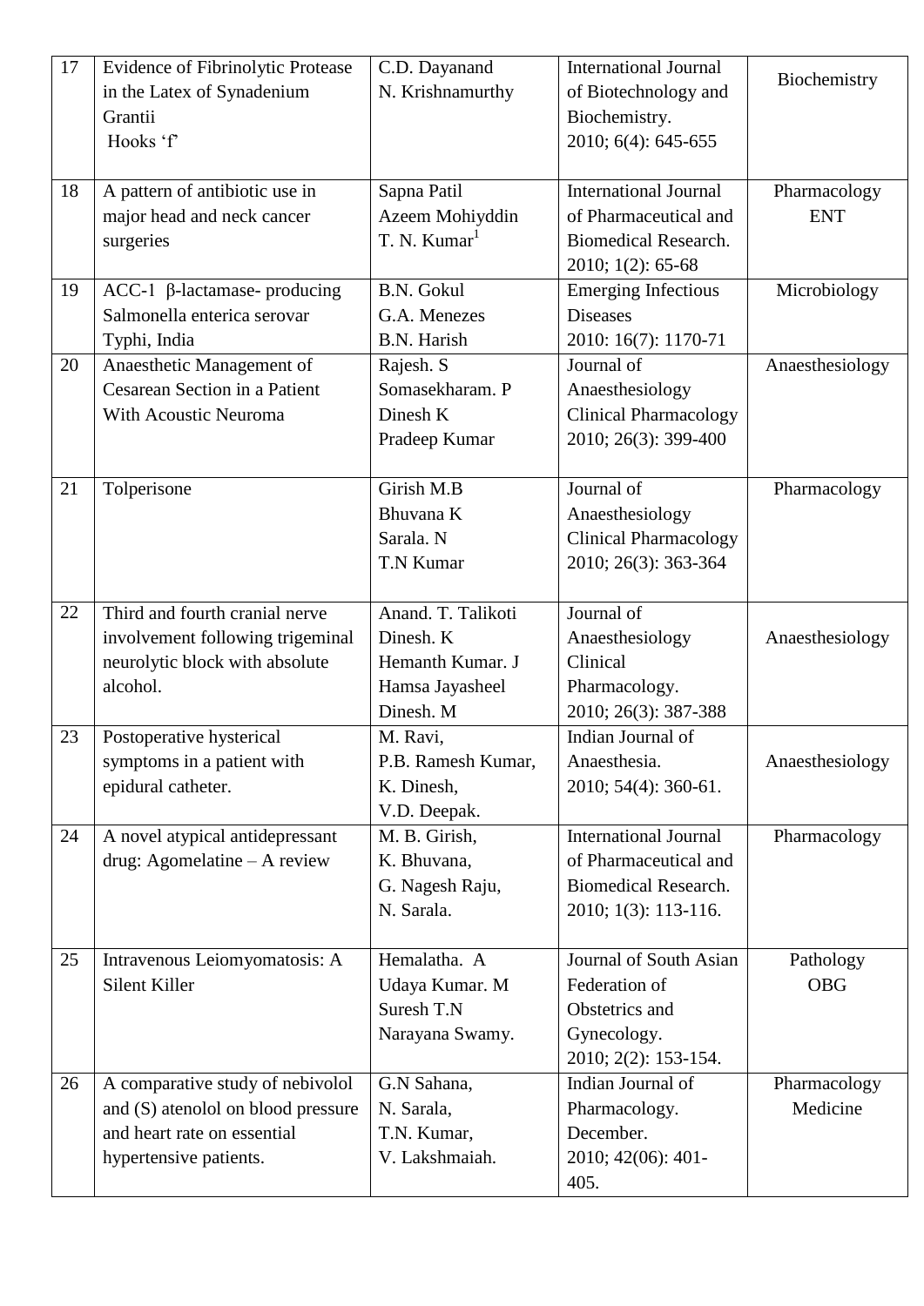| 17 | Evidence of Fibrinolytic Protease in the Latex of Synadenium Grantii Hooks 'f' | C.D. Dayanand<br>N. Krishnamurthy | International Journal of Biotechnology and Biochemistry.<br>2010; 6(4): 645-655 | Biochemistry |
|---|---|---|---|---|
| 18 | A pattern of antibiotic use in major head and neck cancer surgeries | Sapna Patil<br>Azeem Mohiyddin<br>T. N. Kumar[1] | International Journal of Pharmaceutical and Biomedical Research.<br>2010; 1(2): 65-68 | Pharmacology<br>ENT |
| 19 | ACC-1 β-lactamase- producing Salmonella enterica serovar Typhi, India | B.N. Gokul<br>G.A. Menezes<br>B.N. Harish | Emerging Infectious Diseases<br>2010: 16(7): 1170-71 | Microbiology |
| 20 | Anaesthetic Management of Cesarean Section in a Patient With Acoustic Neuroma | Rajesh. S<br>Somasekharam. P<br>Dinesh K<br>Pradeep Kumar | Journal of Anaesthesiology Clinical Pharmacology<br>2010; 26(3): 399-400 | Anaesthesiology |
| 21 | Tolperisone | Girish M.B<br>Bhuvana K<br>Sarala. N<br>T.N Kumar | Journal of Anaesthesiology Clinical Pharmacology<br>2010; 26(3): 363-364 | Pharmacology |
| 22 | Third and fourth cranial nerve involvement following trigeminal neurolytic block with absolute alcohol. | Anand. T. Talikoti<br>Dinesh. K<br>Hemanth Kumar. J<br>Hamsa Jayasheel<br>Dinesh. M | Journal of Anaesthesiology Clinical Pharmacology.<br>2010; 26(3): 387-388 | Anaesthesiology |
| 23 | Postoperative hysterical symptoms in a patient with epidural catheter. | M. Ravi,<br>P.B. Ramesh Kumar,<br>K. Dinesh,<br>V.D. Deepak. | Indian Journal of Anaesthesia.<br>2010; 54(4): 360-61. | Anaesthesiology |
| 24 | A novel atypical antidepressant drug: Agomelatine – A review | M. B. Girish,<br>K. Bhuvana,<br>G. Nagesh Raju,<br>N. Sarala. | International Journal of Pharmaceutical and Biomedical Research.<br>2010; 1(3): 113-116. | Pharmacology |
| 25 | Intravenous Leiomyomatosis: A Silent Killer | Hemalatha. A<br>Udaya Kumar. M<br>Suresh T.N<br>Narayana Swamy. | Journal of South Asian Federation of Obstetrics and Gynecology.<br>2010; 2(2): 153-154. | Pathology<br>OBG |
| 26 | A comparative study of nebivolol and (S) atenolol on blood pressure and heart rate on essential hypertensive patients. | G.N Sahana,<br>N. Sarala,<br>T.N. Kumar,<br>V. Lakshmaiah. | Indian Journal of Pharmacology. December.<br>2010; 42(06): 401-405. | Pharmacology<br>Medicine |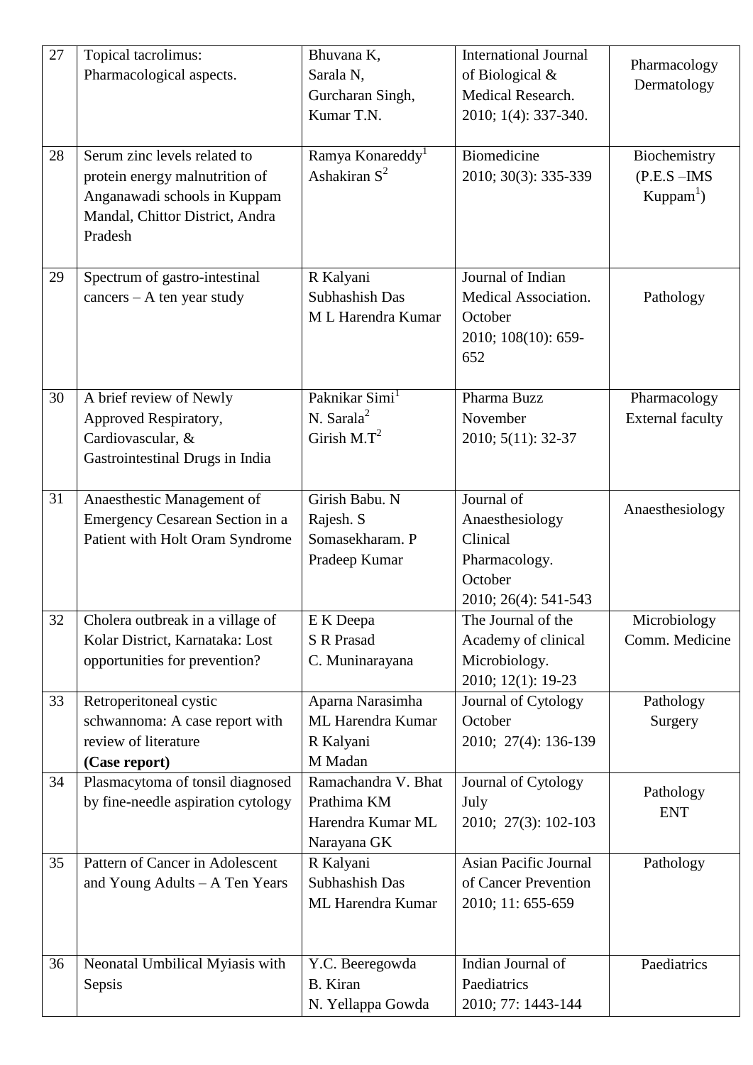| 27 | Topical tacrolimus: Pharmacological aspects. | Bhuvana K, Sarala N, Gurcharan Singh, Kumar T.N. | International Journal of Biological & Medical Research. 2010; 1(4): 337-340. | Pharmacology Dermatology |
|---|---|---|---|---|
| 28 | Serum zinc levels related to protein energy malnutrition of Anganawadi schools in Kuppam Mandal, Chittor District, Andra Pradesh | Ramya Konareddy[1] Ashakiran S[2] | Biomedicine 2010; 30(3): 335-339 | Biochemistry (P.E.S –IMS Kuppam[1]) |
| 29 | Spectrum of gastro-intestinal cancers – A ten year study | R Kalyani Subhashish Das M L Harendra Kumar | Journal of Indian Medical Association. October 2010; 108(10): 659-652 | Pathology |
| 30 | A brief review of Newly Approved Respiratory, Cardiovascular, & Gastrointestinal Drugs in India | Paknikar Simi[1] N. Sarala[2] Girish M.T[2] | Pharma Buzz November 2010; 5(11): 32-37 | Pharmacology External faculty |
| 31 | Anaesthetic Management of Emergency Cesarean Section in a Patient with Holt Oram Syndrome | Girish Babu. N Rajesh. S Somasekharam. P Pradeep Kumar | Journal of Anaesthesiology Clinical Pharmacology. October 2010; 26(4): 541-543 | Anaesthesiology |
| 32 | Cholera outbreak in a village of Kolar District, Karnataka: Lost opportunities for prevention? | E K Deepa S R Prasad C. Muninarayana | The Journal of the Academy of clinical Microbiology. 2010; 12(1): 19-23 | Microbiology Comm. Medicine |
| 33 | Retroperitoneal cystic schwannoma: A case report with review of literature **(Case report)** | Aparna Narasimha ML Harendra Kumar R Kalyani M Madan | Journal of Cytology October 2010; 27(4): 136-139 | Pathology Surgery |
| 34 | Plasmacytoma of tonsil diagnosed by fine-needle aspiration cytology | Ramachandra V. Bhat Prathima KM Harendra Kumar ML Narayana GK | Journal of Cytology July 2010; 27(3): 102-103 | Pathology ENT |
| 35 | Pattern of Cancer in Adolescent and Young Adults – A Ten Years | R Kalyani Subhashish Das ML Harendra Kumar | Asian Pacific Journal of Cancer Prevention 2010; 11: 655-659 | Pathology |
| 36 | Neonatal Umbilical Myiasis with Sepsis | Y.C. Beeregowda B. Kiran N. Yellappa Gowda | Indian Journal of Paediatrics 2010; 77: 1443-144 | Paediatrics |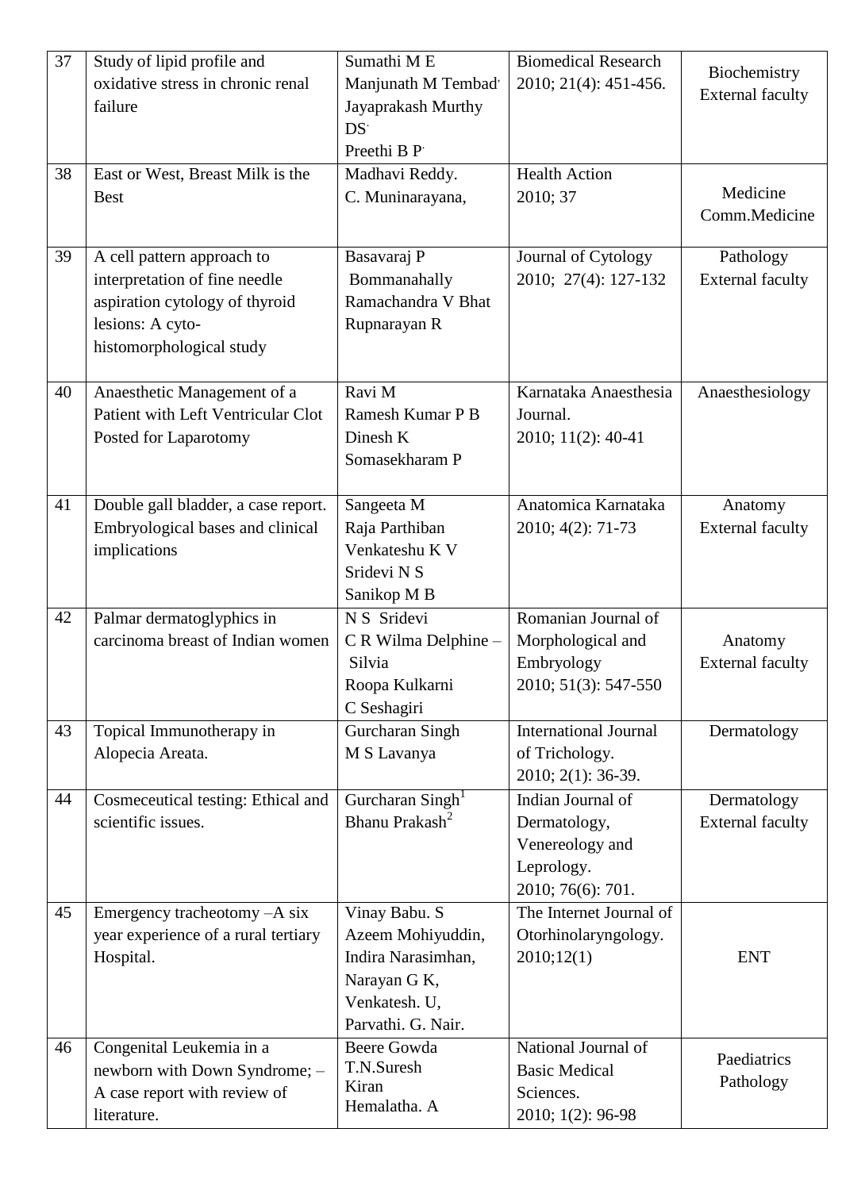| 37 | Study of lipid profile and oxidative stress in chronic renal failure | Sumathi M E<br>Manjunath M Tembad<br>Jayaprakash Murthy DS<br>Preethi B P | Biomedical Research 2010; 21(4): 451-456. | Biochemistry External faculty |
|---|---|---|---|---|
| 38 | East or West, Breast Milk is the Best | Madhavi Reddy.<br>C. Muninarayana, | Health Action 2010; 37 | Medicine Comm.Medicine |
| 39 | A cell pattern approach to interpretation of fine needle aspiration cytology of thyroid lesions: A cyto-histomorphological study | Basavaraj P Bommanahally<br>Ramachandra V Bhat<br>Rupnarayan R | Journal of Cytology 2010; 27(4): 127-132 | Pathology External faculty |
| 40 | Anaesthetic Management of a Patient with Left Ventricular Clot Posted for Laparotomy | Ravi M<br>Ramesh Kumar P B<br>Dinesh K<br>Somasekharam P | Karnataka Anaesthesia Journal.<br>2010; 11(2): 40-41 | Anaesthesiology |
| 41 | Double gall bladder, a case report. Embryological bases and clinical implications | Sangeeta M<br>Raja Parthiban<br>Venkateshu K V<br>Sridevi N S<br>Sanikop M B | Anatomica Karnataka 2010; 4(2): 71-73 | Anatomy External faculty |
| 42 | Palmar dermatoglyphics in carcinoma breast of Indian women | N S Sridevi<br>C R Wilma Delphine – Silvia<br>Roopa Kulkarni<br>C Seshagiri | Romanian Journal of Morphological and Embryology<br>2010; 51(3): 547-550 | Anatomy External faculty |
| 43 | Topical Immunotherapy in Alopecia Areata. | Gurcharan Singh<br>M S Lavanya | International Journal of Trichology.<br>2010; 2(1): 36-39. | Dermatology |
| 44 | Cosmeceutical testing: Ethical and scientific issues. | Gurcharan Singh[1]<br>Bhanu Prakash[2] | Indian Journal of Dermatology, Venereology and Leprology.<br>2010; 76(6): 701. | Dermatology External faculty |
| 45 | Emergency tracheotomy –A six year experience of a rural tertiary Hospital. | Vinay Babu. S<br>Azeem Mohiyuddin,<br>Indira Narasimhan,<br>Narayan G K,<br>Venkatesh. U,<br>Parvathi. G. Nair. | The Internet Journal of Otorhinolaryngology.<br>2010;12(1) | ENT |
| 46 | Congenital Leukemia in a newborn with Down Syndrome; – A case report with review of literature. | Beere Gowda<br>T.N.Suresh<br>Kiran<br>Hemalatha. A | National Journal of Basic Medical Sciences.<br>2010; 1(2): 96-98 | Paediatrics Pathology |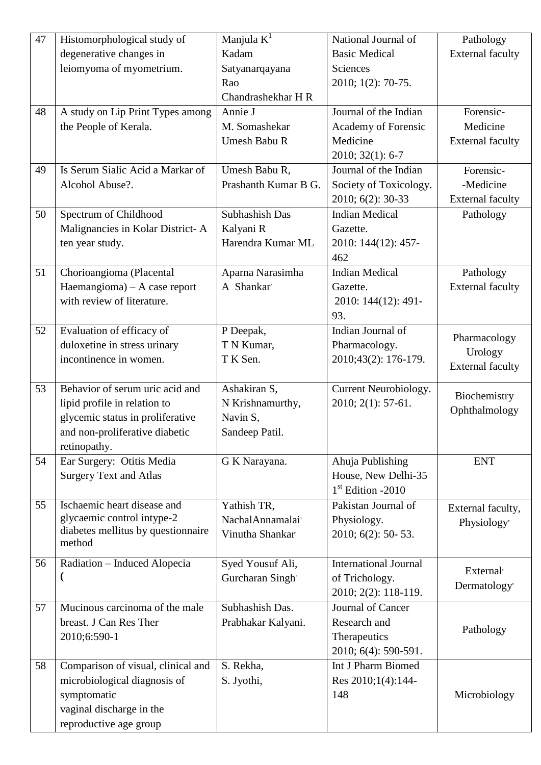| 47 | Histomorphological study of degenerative changes in leiomyoma of myometrium. | Manjula K[1] Kadam Satyanarqayana Rao Chandrashekhar H R | National Journal of Basic Medical Sciences 2010; 1(2): 70-75. | Pathology External faculty |
|---|---|---|---|---|
| 48 | A study on Lip Print Types among the People of Kerala. | Annie J M. Somashekar Umesh Babu R | Journal of the Indian Academy of Forensic Medicine 2010; 32(1): 6-7 | Forensic-Medicine External faculty |
| 49 | Is Serum Sialic Acid a Markar of Alcohol Abuse?. | Umesh Babu R, Prashanth Kumar B G. | Journal of the Indian Society of Toxicology. 2010; 6(2): 30-33 | Forensic--Medicine External faculty |
| 50 | Spectrum of Childhood Malignancies in Kolar District- A ten year study. | Subhashish Das Kalyani R Harendra Kumar ML | Indian Medical Gazette. 2010: 144(12): 457-462 | Pathology |
| 51 | Chorioangioma (Placental Haemangioma) – A case report with review of literature. | Aparna Narasimha A Shankar | Indian Medical Gazette. 2010: 144(12): 491-93. | Pathology External faculty |
| 52 | Evaluation of efficacy of duloxetine in stress urinary incontinence in women. | P Deepak, T N Kumar, T K Sen. | Indian Journal of Pharmacology. 2010;43(2): 176-179. | Pharmacology Urology External faculty |
| 53 | Behavior of serum uric acid and lipid profile in relation to glycemic status in proliferative and non-proliferative diabetic retinopathy. | Ashakiran S, N Krishnamurthy, Navin S, Sandeep Patil. | Current Neurobiology. 2010; 2(1): 57-61. | Biochemistry Ophthalmology |
| 54 | Ear Surgery: Otitis Media Surgery Text and Atlas | G K Narayana. | Ahuja Publishing House, New Delhi-35 1st Edition -2010 | ENT |
| 55 | Ischaemic heart disease and glycaemic control intype-2 diabetes mellitus by questionnaire method | Yathish TR, NachalAnnamalai, Vinutha Shankar | Pakistan Journal of Physiology. 2010; 6(2): 50- 53. | External faculty, Physiology |
| 56 | Radiation – Induced Alopecia ( | Syed Yousuf Ali, Gurcharan Singh | International Journal of Trichology. 2010; 2(2): 118-119. | External, Dermatology |
| 57 | Mucinous carcinoma of the male breast. J Can Res Ther 2010;6:590-1 | Subhashish Das. Prabhakar Kalyani. | Journal of Cancer Research and Therapeutics 2010; 6(4): 590-591. | Pathology |
| 58 | Comparison of visual, clinical and microbiological diagnosis of symptomatic vaginal discharge in the reproductive age group | S. Rekha, S. Jyothi, | Int J Pharm Biomed Res 2010;1(4):144-148 | Microbiology |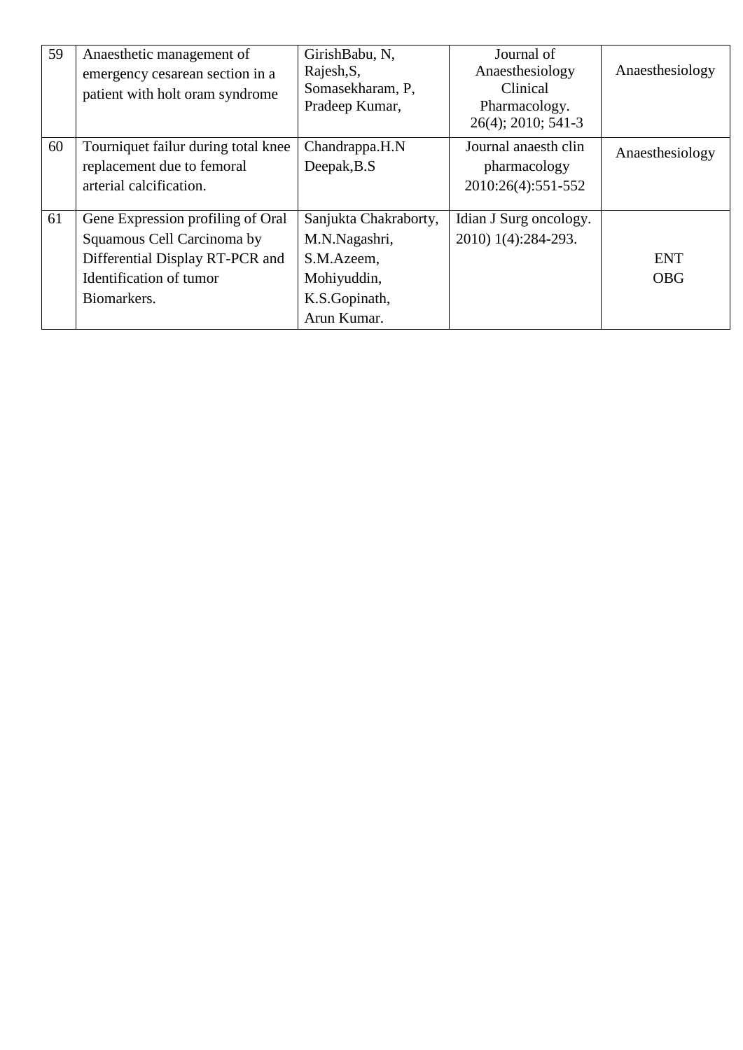| | | | | |
|---|---|---|---|---|
| 59 | Anaesthetic management of emergency cesarean section in a patient with holt oram syndrome | GirishBabu, N, Rajesh,S, Somasekharam, P, Pradeep Kumar, | Journal of Anaesthesiology Clinical Pharmacology. 26(4); 2010; 541-3 | Anaesthesiology |
| 60 | Tourniquet failur during total knee replacement due to femoral arterial calcification. | Chandrappa.H.N Deepak,B.S | Journal anaesth clin pharmacology 2010:26(4):551-552 | Anaesthesiology |
| 61 | Gene Expression profiling of Oral Squamous Cell Carcinoma by Differential Display RT-PCR and Identification of tumor Biomarkers. | Sanjukta Chakraborty, M.N.Nagashri, S.M.Azeem, Mohiyuddin, K.S.Gopinath, Arun Kumar. | Idian J Surg oncology. 2010) 1(4):284-293. | ENT OBG |